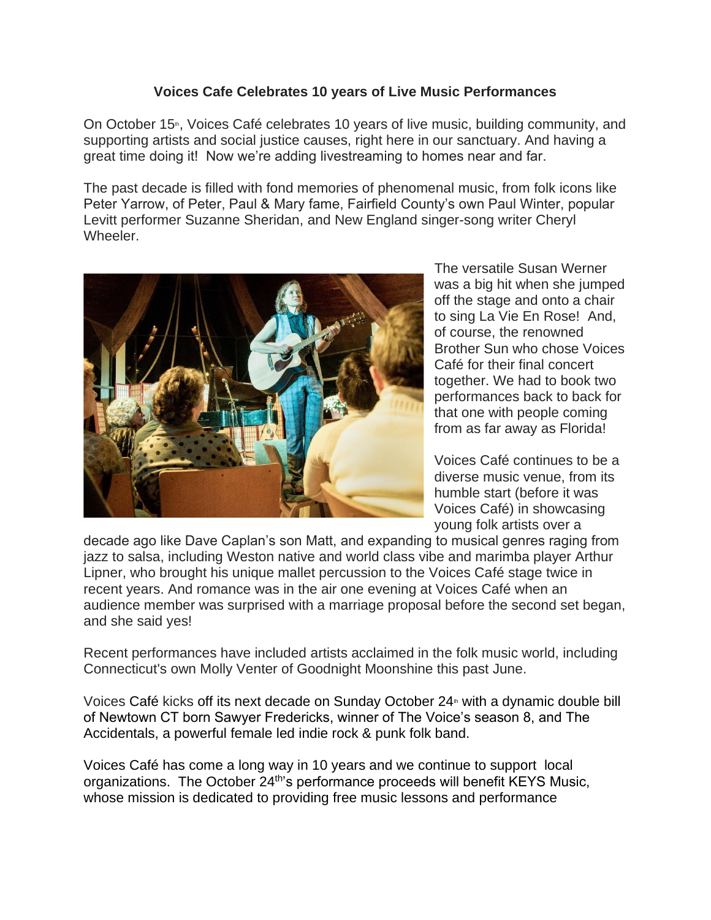**Voices Cafe Celebrates 10 years of Live Music Performances**

On October 15th, Voices Café celebrates 10 years of live music, building community, and supporting artists and social justice causes, right here in our sanctuary. And having a great time doing it! Now we're adding livestreaming to homes near and far.

The past decade is filled with fond memories of phenomenal music, from folk icons like Peter Yarrow, of Peter, Paul & Mary fame, Fairfield County's own Paul Winter, popular Levitt performer Suzanne Sheridan, and New England singer-song writer Cheryl Wheeler.

The versatile Susan Werner was a big hit when she jumped off the stage and onto a chair to sing La Vie En Rose! And, of course, the renowned Brother Sun who chose Voices Café for their final concert together. We had to book two performances back to back for that one with people coming from as far away as Florida!

Voices Café continues to be a diverse music venue, from its humble start (before it was Voices Café) in showcasing young folk artists over a decade ago like Dave Caplan's son Matt, and expanding to musical genres raging from jazz to salsa, including Weston native and world class vibe and marimba player Arthur Lipner, who brought his unique mallet percussion to the Voices Café stage twice in recent years. And romance was in the air one evening at Voices Café when an audience member was surprised with a marriage proposal before the second set began, and she said yes!

Recent performances have included artists acclaimed in the folk music world, including Connecticut's own Molly Venter of Goodnight Moonshine this past June.

Voices Café kicks off its next decade on Sunday October 24th with a dynamic double bill of Newtown CT born Sawyer Fredericks, winner of The Voice's season 8, and The Accidentals, a powerful female led indie rock & punk folk band.

Voices Café has come a long way in 10 years and we continue to support local organizations. The October 24th's performance proceeds will benefit KEYS Music, whose mission is dedicated to providing free music lessons and performance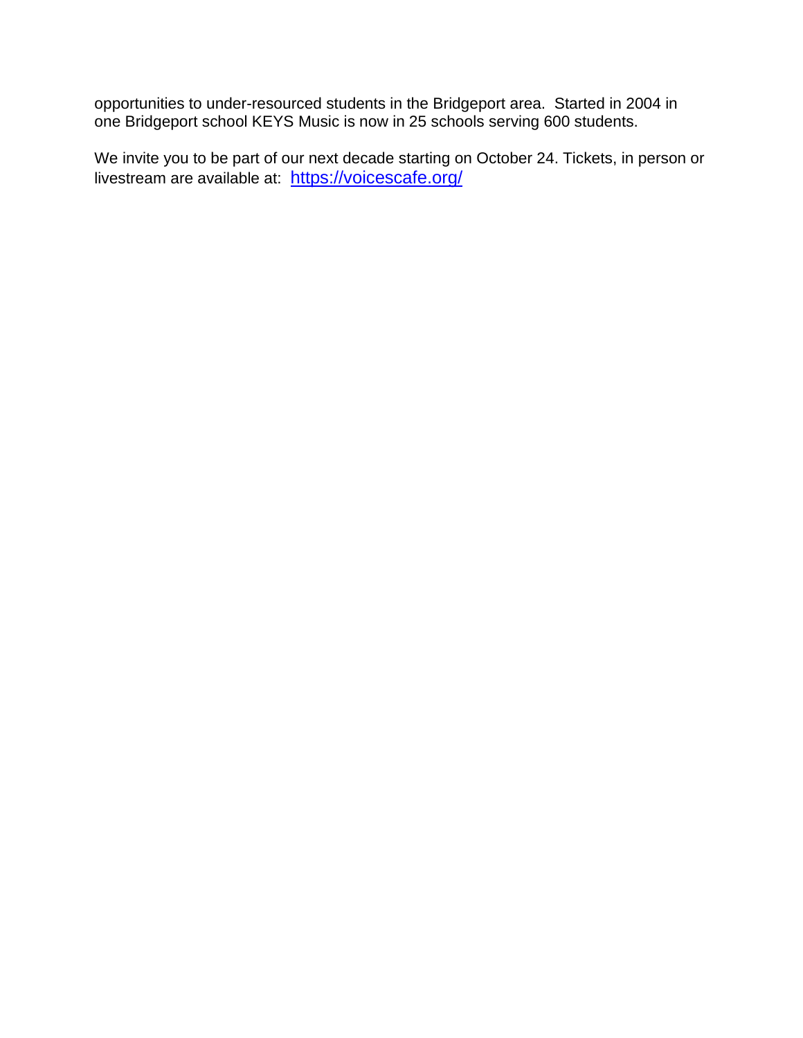opportunities to under-resourced students in the Bridgeport area. Started in 2004 in one Bridgeport school KEYS Music is now in 25 schools serving 600 students.

We invite you to be part of our next decade starting on October 24. Tickets, in person or livestream are available at: [https://voicescafe.org/](https://voicescafe.org/)